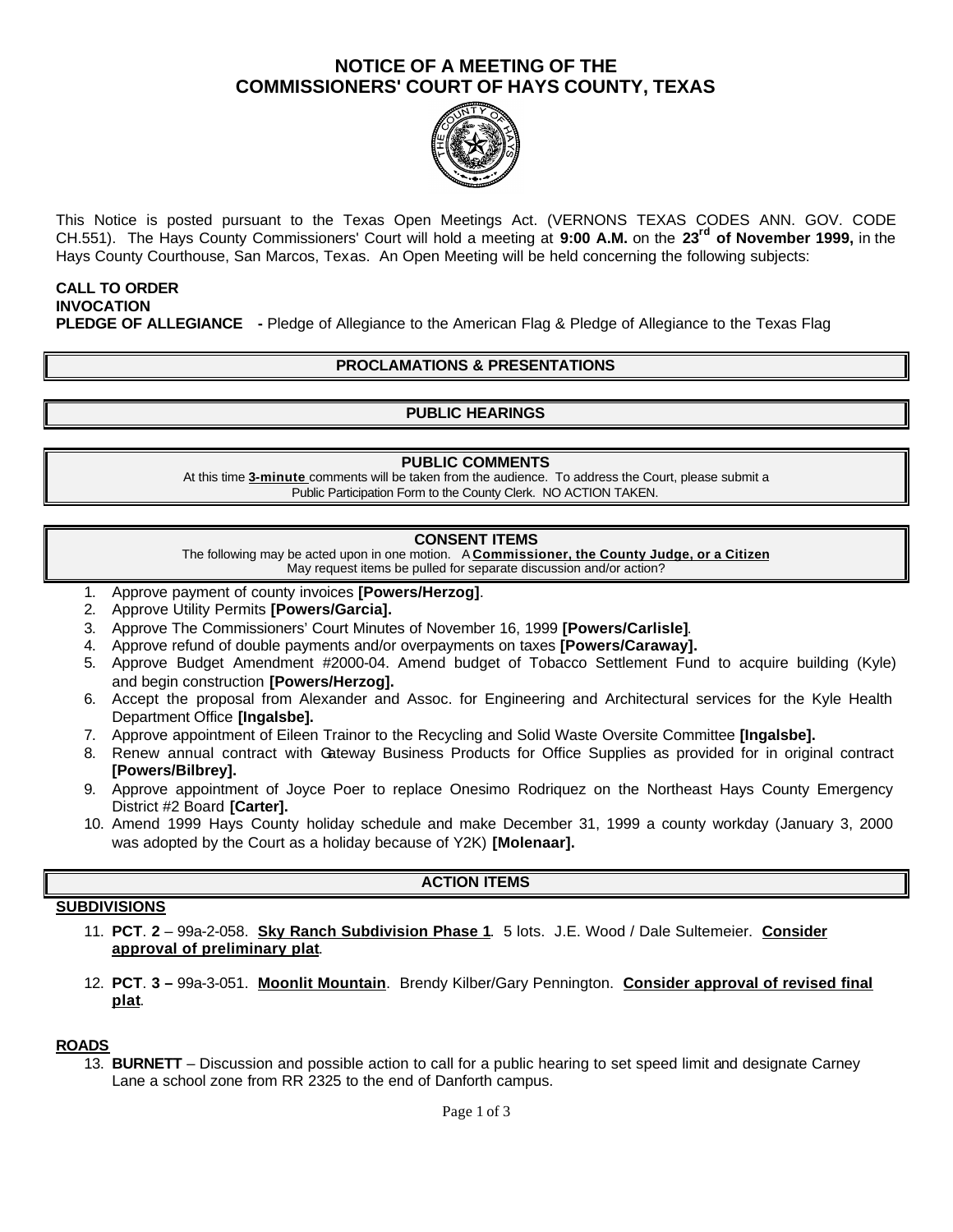# NOTICE OF A MEETING OF THE COMMISSIONERS' COURT OF HAYS COUNTY, TEXAS

This Notice is posted pursuant to the Texas Open Meetings Act. (VERNONS TEXAS CODES ANN. GOV. CODE CH.551). The Hays County Commissioners' Court will hold a meeting at **9:00 A.M.** on the **23rd of November 1999,** in the Hays County Courthouse, San Marcos, Texas. An Open Meeting will be held concerning the following subjects:

**CALL TO ORDER**
**INVOCATION**
**PLEDGE OF ALLEGIANCE -** Pledge of Allegiance to the American Flag & Pledge of Allegiance to the Texas Flag

## PROCLAMATIONS & PRESENTATIONS

## PUBLIC HEARINGS

## PUBLIC COMMENTS

At this time **3-minute** comments will be taken from the audience. To address the Court, please submit a Public Participation Form to the County Clerk. NO ACTION TAKEN.

## CONSENT ITEMS

The following may be acted upon in one motion. A **Commissioner, the County Judge, or a Citizen** May request items be pulled for separate discussion and/or action?

1. Approve payment of county invoices **[Powers/Herzog]**.
2. Approve Utility Permits **[Powers/Garcia].**
3. Approve The Commissioners' Court Minutes of November 16, 1999 **[Powers/Carlisle]**.
4. Approve refund of double payments and/or overpayments on taxes **[Powers/Caraway].**
5. Approve Budget Amendment #2000-04. Amend budget of Tobacco Settlement Fund to acquire building (Kyle) and begin construction **[Powers/Herzog].**
6. Accept the proposal from Alexander and Assoc. for Engineering and Architectural services for the Kyle Health Department Office **[Ingalsbe].**
7. Approve appointment of Eileen Trainor to the Recycling and Solid Waste Oversite Committee **[Ingalsbe].**
8. Renew annual contract with Gateway Business Products for Office Supplies as provided for in original contract **[Powers/Bilbrey].**
9. Approve appointment of Joyce Poer to replace Onesimo Rodriquez on the Northeast Hays County Emergency District #2 Board **[Carter].**
10. Amend 1999 Hays County holiday schedule and make December 31, 1999 a county workday (January 3, 2000 was adopted by the Court as a holiday because of Y2K) **[Molenaar].**

## ACTION ITEMS

### SUBDIVISIONS

11. **PCT**. **2** – 99a-2-058. **Sky Ranch Subdivision Phase 1**. 5 lots. J.E. Wood / Dale Sultemeier. **Consider approval of preliminary plat**.
12. **PCT**. **3 –** 99a-3-051. **Moonlit Mountain**. Brendy Kilber/Gary Pennington. **Consider approval of revised final plat**.

### ROADS

13. **BURNETT** – Discussion and possible action to call for a public hearing to set speed limit and designate Carney Lane a school zone from RR 2325 to the end of Danforth campus.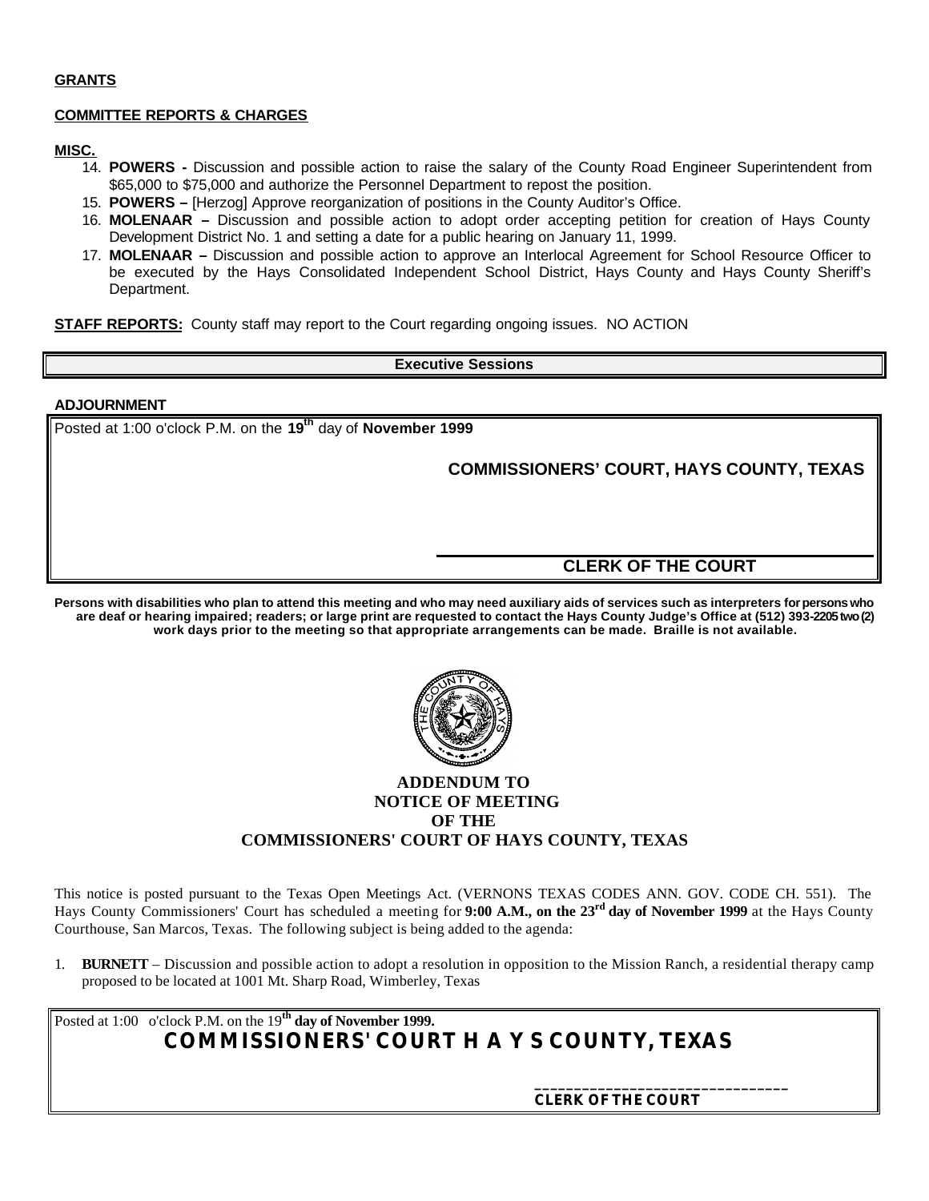**GRANTS**

**COMMITTEE REPORTS & CHARGES**

**MISC.**

14. **POWERS -** Discussion and possible action to raise the salary of the County Road Engineer Superintendent from $65,000 to $75,000 and authorize the Personnel Department to repost the position.
15. **POWERS –** [Herzog] Approve reorganization of positions in the County Auditor's Office.
16. **MOLENAAR –** Discussion and possible action to adopt order accepting petition for creation of Hays County Development District No. 1 and setting a date for a public hearing on January 11, 1999.
17. **MOLENAAR –** Discussion and possible action to approve an Interlocal Agreement for School Resource Officer to be executed by the Hays Consolidated Independent School District, Hays County and Hays County Sheriff's Department.

**STAFF REPORTS:** County staff may report to the Court regarding ongoing issues. NO ACTION

**Executive Sessions**

**ADJOURNMENT**

Posted at 1:00 o'clock P.M. on the **19th** day of **November 1999**

**COMMISSIONERS' COURT, HAYS COUNTY, TEXAS**

______________________________

**CLERK OF THE COURT**

**Persons with disabilities who plan to attend this meeting and who may need auxiliary aids of services such as interpreters for persons who are deaf or hearing impaired; readers; or large print are requested to contact the Hays County Judge's Office at (512) 393-2205 two (2) work days prior to the meeting so that appropriate arrangements can be made. Braille is not available.**

**ADDENDUM TO NOTICE OF MEETING OF THE COMMISSIONERS' COURT OF HAYS COUNTY, TEXAS**

This notice is posted pursuant to the Texas Open Meetings Act. (VERNONS TEXAS CODES ANN. GOV. CODE CH. 551). The Hays County Commissioners' Court has scheduled a meeting for **9:00 A.M., on the 23rd day of November 1999** at the Hays County Courthouse, San Marcos, Texas. The following subject is being added to the agenda:

1. **BURNETT** – Discussion and possible action to adopt a resolution in opposition to the Mission Ranch, a residential therapy camp proposed to be located at 1001 Mt. Sharp Road, Wimberley, Texas

Posted at 1:00 o'clock P.M. on the 19**th day of November 1999.**

**COMMISSIONERS' COURT HAYS COUNTY, TEXAS**

______________________________

**CLERK OF THE COURT**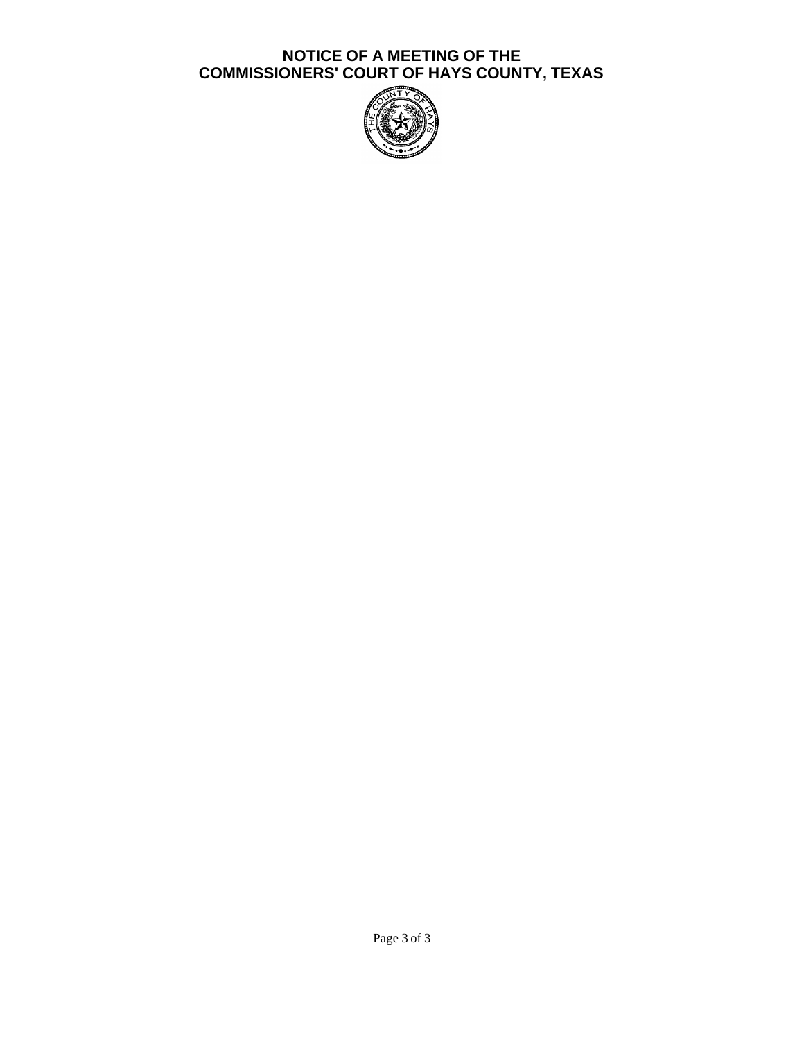# NOTICE OF A MEETING OF THE COMMISSIONERS' COURT OF HAYS COUNTY, TEXAS